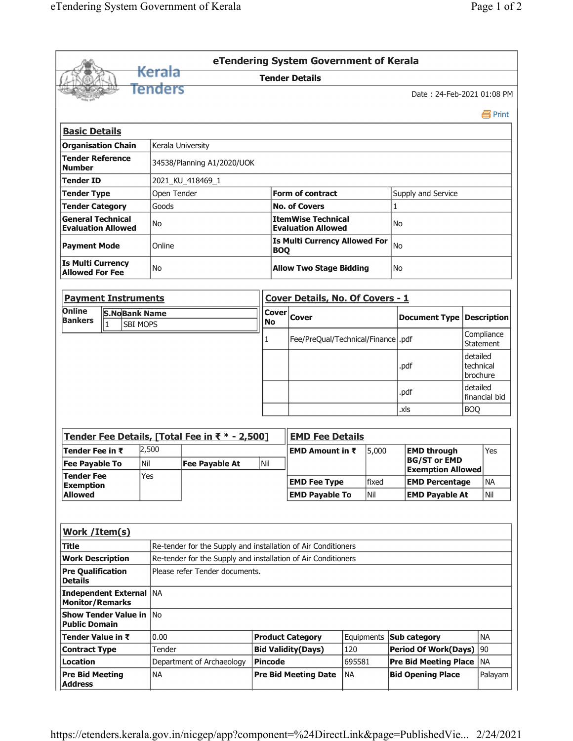# eTendering System Government of Kerala

## Tender Details

Date : 24-Feb-2021 01:08 PM

Print

### Basic Details

| Organisation Chain | Kerala University | | |
|---|---|---|---|
| Tender Reference Number | 34538/Planning A1/2020/UOK | | |
| Tender ID | 2021_KU_418469_1 | | |
| Tender Type | Open Tender | Form of contract | Supply and Service |
| Tender Category | Goods | No. of Covers | 1 |
| General Technical Evaluation Allowed | No | ItemWise Technical Evaluation Allowed | No |
| Payment Mode | Online | Is Multi Currency Allowed For BOQ | No |
| Is Multi Currency Allowed For Fee | No | Allow Two Stage Bidding | No |

### Payment Instruments

| Online Bankers | S.No | Bank Name |
|---|---|---|
| | 1 | SBI MOPS |

### Cover Details, No. Of Covers - 1

| Cover No | Cover | Document Type | Description |
|---|---|---|---|
| 1 | Fee/PreQual/Technical/Finance | .pdf | Compliance Statement |
| | | .pdf | detailed technical brochure |
| | | .pdf | detailed financial bid |
| | | .xls | BOQ |

### Tender Fee Details, [Total Fee in ₹ * - 2,500]

| Tender Fee in ₹ | 2,500 | | |
|---|---|---|---|
| Fee Payable To | Nil | Fee Payable At | Nil |
| Tender Fee Exemption Allowed | Yes | | |

### EMD Fee Details

| EMD Amount in ₹ | 5,000 | EMD through BG/ST or EMD Exemption Allowed | Yes |
|---|---|---|---|
| EMD Fee Type | fixed | EMD Percentage | NA |
| EMD Payable To | Nil | EMD Payable At | Nil |

### Work /Item(s)

| Title | Re-tender for the Supply and installation of Air Conditioners | | | | |
|---|---|---|---|---|---|
| Work Description | Re-tender for the Supply and installation of Air Conditioners | | | | |
| Pre Qualification Details | Please refer Tender documents. | | | | |
| Independent External Monitor/Remarks | NA | | | | |
| Show Tender Value in Public Domain | No | | | | |
| Tender Value in ₹ | 0.00 | Product Category | Equipments | Sub category | NA |
| Contract Type | Tender | Bid Validity(Days) | 120 | Period Of Work(Days) | 90 |
| Location | Department of Archaeology | Pincode | 695581 | Pre Bid Meeting Place | NA |
| Pre Bid Meeting Address | NA | Pre Bid Meeting Date | NA | Bid Opening Place | Palayam |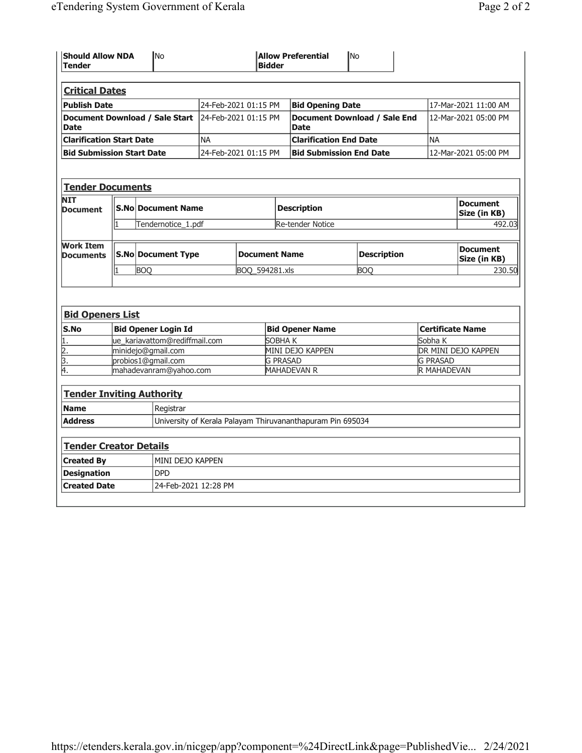| | | | |
|---|---|---|---|
| **Should Allow NDA Tender** | No | **Allow Preferential Bidder** | No |

## Critical Dates

| | | | |
|---|---|---|---|
| **Publish Date** | 24-Feb-2021 01:15 PM | **Bid Opening Date** | 17-Mar-2021 11:00 AM |
| **Document Download / Sale Start Date** | 24-Feb-2021 01:15 PM | **Document Download / Sale End Date** | 12-Mar-2021 05:00 PM |
| **Clarification Start Date** | NA | **Clarification End Date** | NA |
| **Bid Submission Start Date** | 24-Feb-2021 01:15 PM | **Bid Submission End Date** | 12-Mar-2021 05:00 PM |

## Tender Documents

**NIT Document**

| S.No | Document Name | Description | Document Size (in KB) |
|---|---|---|---|
| 1 | Tendernotice_1.pdf | Re-tender Notice | 492.03 |

**Work Item Documents**

| S.No | Document Type | Document Name | Description | Document Size (in KB) |
|---|---|---|---|---|
| 1 | BOQ | BOQ_594281.xls | BOQ | 230.50 |

## Bid Openers List

| S.No | Bid Opener Login Id | Bid Opener Name | Certificate Name |
|---|---|---|---|
| 1. | ue_kariavattom@rediffmail.com | SOBHA K | Sobha K |
| 2. | minidejo@gmail.com | MINI DEJO KAPPEN | DR MINI DEJO KAPPEN |
| 3. | probios1@gmail.com | G PRASAD | G PRASAD |
| 4. | mahadevanram@yahoo.com | MAHADEVAN R | R MAHADEVAN |

## Tender Inviting Authority

| | |
|---|---|
| **Name** | Registrar |
| **Address** | University of Kerala Palayam Thiruvananthapuram Pin 695034 |

## Tender Creator Details

| | |
|---|---|
| **Created By** | MINI DEJO KAPPEN |
| **Designation** | DPD |
| **Created Date** | 24-Feb-2021 12:28 PM |